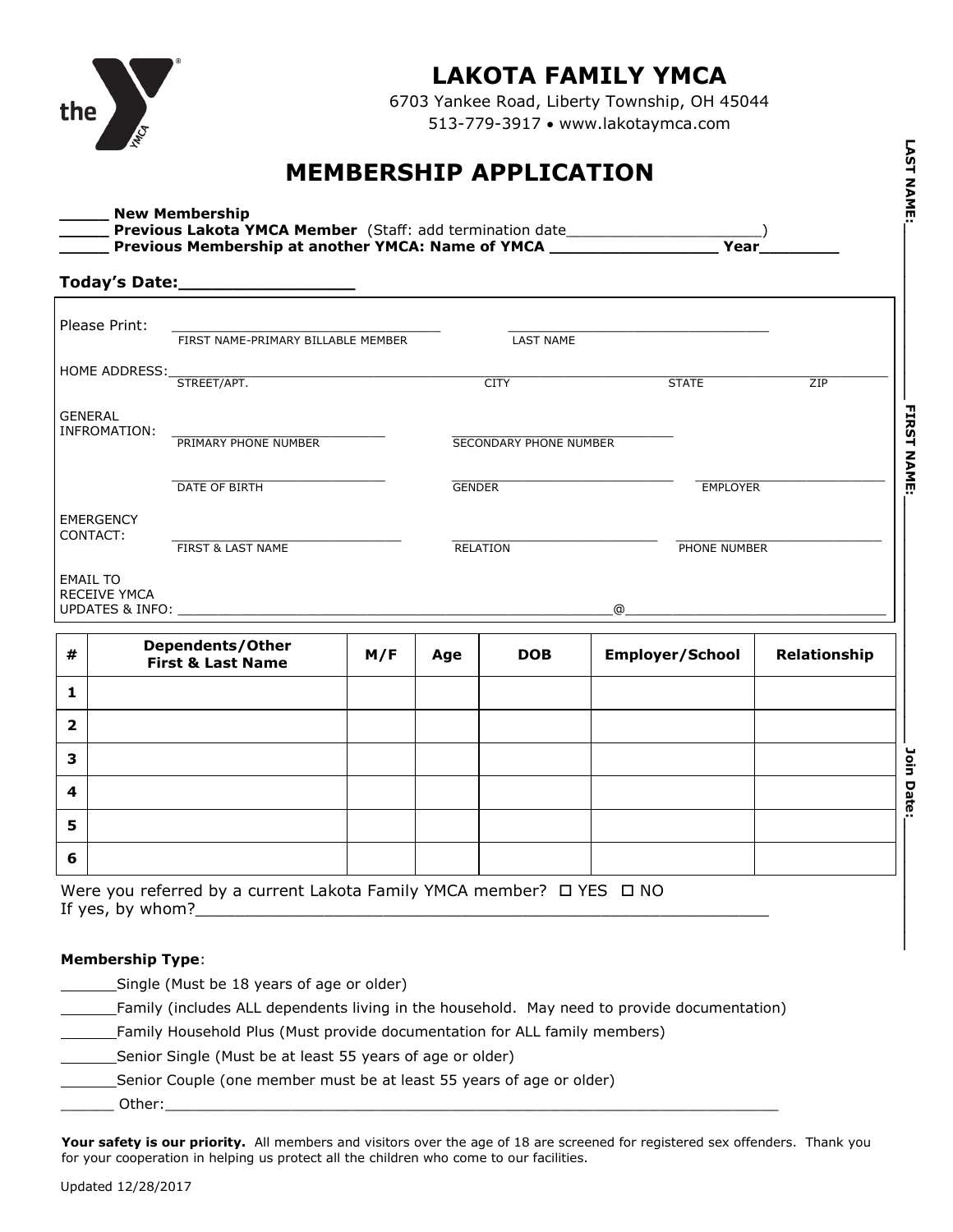# LAKOTA FAMILY YMCA

6703 Yankee Road, Liberty Township, OH 45044
513-779-3917 • www.lakotaymca.com

## MEMBERSHIP APPLICATION

_____ **New Membership**
_____ **Previous Lakota YMCA Member** (Staff: add termination date______________________)
_____ **Previous Membership at another YMCA: Name of YMCA _________________ Year________**

**Today's Date:________________**

Please Print: ________________________________ ________________________________
FIRST NAME-PRIMARY BILLABLE MEMBER LAST NAME

HOME ADDRESS:________________________________________________________________________
STREET/APT. CITY STATE ZIP

GENERAL INFROMATION: ____________________________ ____________________________
PRIMARY PHONE NUMBER SECONDARY PHONE NUMBER

____________________________ ____________________________ ____________________________
DATE OF BIRTH GENDER EMPLOYER

EMERGENCY CONTACT: ____________________________ ____________________________ ____________________________
FIRST & LAST NAME RELATION PHONE NUMBER

EMAIL TO RECEIVE YMCA UPDATES & INFO: ______________________________________@________________________________

| # | Dependents/Other First & Last Name | M/F | Age | DOB | Employer/School | Relationship |
|---|---|---|---|---|---|---|
| 1 | | | | | | |
| 2 | | | | | | |
| 3 | | | | | | |
| 4 | | | | | | |
| 5 | | | | | | |
| 6 | | | | | | |

Were you referred by a current Lakota Family YMCA member? ☐ YES ☐ NO
If yes, by whom?____________________________________________________________

**Membership Type**:

______Single (Must be 18 years of age or older)
______Family (includes ALL dependents living in the household. May need to provide documentation)
______Family Household Plus (Must provide documentation for ALL family members)
______Senior Single (Must be at least 55 years of age or older)
______Senior Couple (one member must be at least 55 years of age or older)
______ Other:_______________________________________________________________________

**Your safety is our priority.** All members and visitors over the age of 18 are screened for registered sex offenders. Thank you for your cooperation in helping us protect all the children who come to our facilities.

Updated 12/28/2017

LAST NAME:______________ FIRST NAME:______________ Join Date:______________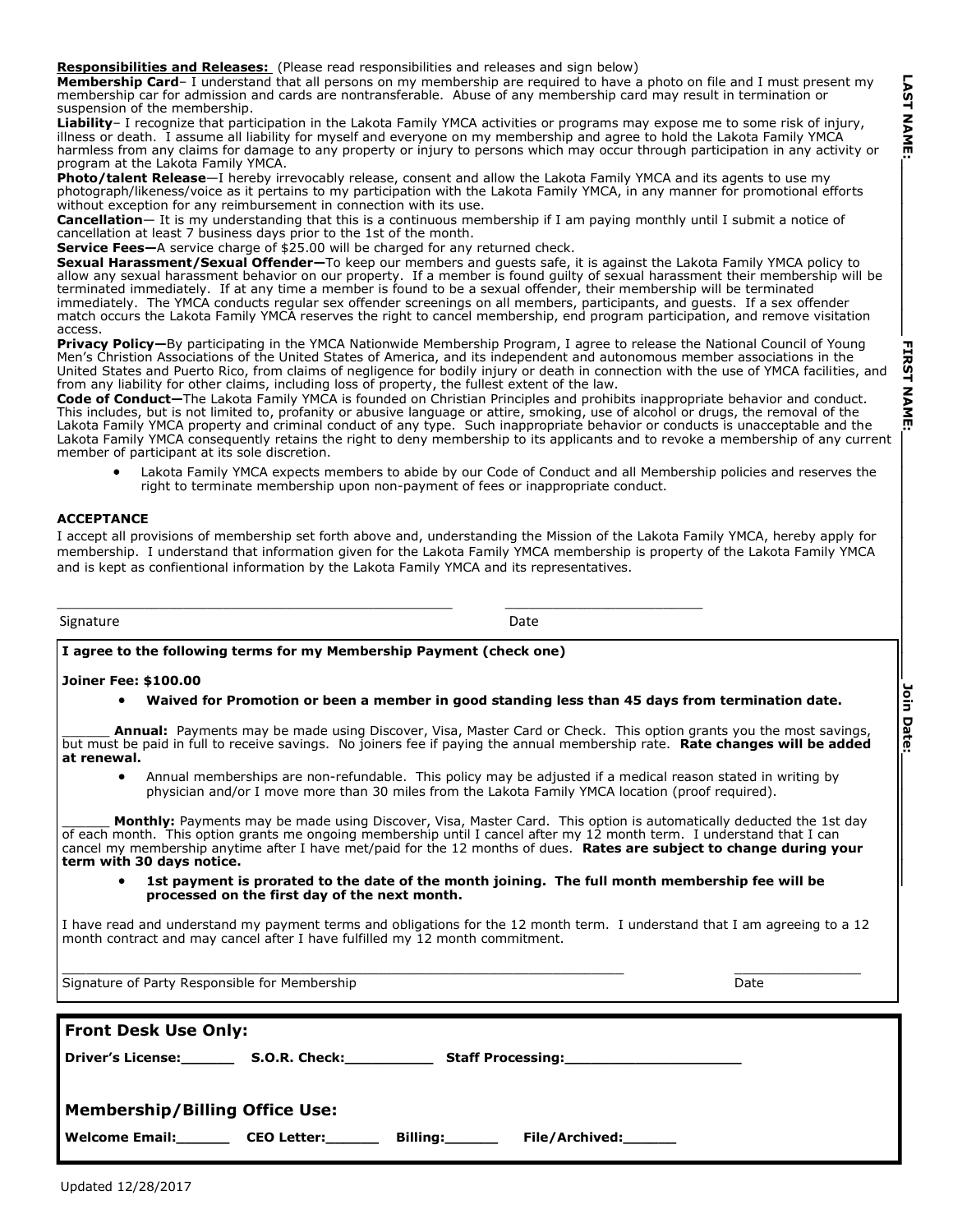**Responsibilities and Releases:** (Please read responsibilities and releases and sign below)

**Membership Card**– I understand that all persons on my membership are required to have a photo on file and I must present my membership car for admission and cards are nontransferable. Abuse of any membership card may result in termination or suspension of the membership.

**Liability**– I recognize that participation in the Lakota Family YMCA activities or programs may expose me to some risk of injury, illness or death. I assume all liability for myself and everyone on my membership and agree to hold the Lakota Family YMCA harmless from any claims for damage to any property or injury to persons which may occur through participation in any activity or program at the Lakota Family YMCA.

**Photo/talent Release**—I hereby irrevocably release, consent and allow the Lakota Family YMCA and its agents to use my photograph/likeness/voice as it pertains to my participation with the Lakota Family YMCA, in any manner for promotional efforts without exception for any reimbursement in connection with its use.

**Cancellation**— It is my understanding that this is a continuous membership if I am paying monthly until I submit a notice of cancellation at least 7 business days prior to the 1st of the month.

**Service Fees—**A service charge of $25.00 will be charged for any returned check.

**Sexual Harassment/Sexual Offender—**To keep our members and guests safe, it is against the Lakota Family YMCA policy to allow any sexual harassment behavior on our property. If a member is found guilty of sexual harassment their membership will be terminated immediately. If at any time a member is found to be a sexual offender, their membership will be terminated immediately. The YMCA conducts regular sex offender screenings on all members, participants, and guests. If a sex offender match occurs the Lakota Family YMCA reserves the right to cancel membership, end program participation, and remove visitation access.

**Privacy Policy—**By participating in the YMCA Nationwide Membership Program, I agree to release the National Council of Young Men's Christion Associations of the United States of America, and its independent and autonomous member associations in the United States and Puerto Rico, from claims of negligence for bodily injury or death in connection with the use of YMCA facilities, and from any liability for other claims, including loss of property, the fullest extent of the law.

**Code of Conduct—**The Lakota Family YMCA is founded on Christian Principles and prohibits inappropriate behavior and conduct. This includes, but is not limited to, profanity or abusive language or attire, smoking, use of alcohol or drugs, the removal of the Lakota Family YMCA property and criminal conduct of any type. Such inappropriate behavior or conducts is unacceptable and the Lakota Family YMCA consequently retains the right to deny membership to its applicants and to revoke a membership of any current member of participant at its sole discretion.

- Lakota Family YMCA expects members to abide by our Code of Conduct and all Membership policies and reserves the right to terminate membership upon non-payment of fees or inappropriate conduct.

**ACCEPTANCE**

I accept all provisions of membership set forth above and, understanding the Mission of the Lakota Family YMCA, hereby apply for membership. I understand that information given for the Lakota Family YMCA membership is property of the Lakota Family YMCA and is kept as confientional information by the Lakota Family YMCA and its representatives.

______________________________________________ ______________________

Signature Date

**I agree to the following terms for my Membership Payment (check one)**

**Joiner Fee: $100.00**

- **Waived for Promotion or been a member in good standing less than 45 days from termination date.**

______ **Annual:** Payments may be made using Discover, Visa, Master Card or Check. This option grants you the most savings, but must be paid in full to receive savings. No joiners fee if paying the annual membership rate. **Rate changes will be added at renewal.**

- Annual memberships are non-refundable. This policy may be adjusted if a medical reason stated in writing by physician and/or I move more than 30 miles from the Lakota Family YMCA location (proof required).

______ **Monthly:** Payments may be made using Discover, Visa, Master Card. This option is automatically deducted the 1st day of each month. This option grants me ongoing membership until I cancel after my 12 month term. I understand that I can cancel my membership anytime after I have met/paid for the 12 months of dues. **Rates are subject to change during your term with 30 days notice.**

- **1st payment is prorated to the date of the month joining. The full month membership fee will be processed on the first day of the next month.**

I have read and understand my payment terms and obligations for the 12 month term. I understand that I am agreeing to a 12 month contract and may cancel after I have fulfilled my 12 month commitment.

______________________________________________________________ ______________

Signature of Party Responsible for Membership Date

**Front Desk Use Only:**

**Driver's License:______ S.O.R. Check:__________ Staff Processing:____________________**

**Membership/Billing Office Use:**

**Welcome Email:______ CEO Letter:______ Billing:______ File/Archived:______**

**LAST NAME:______________ FIRST NAME:______________ Join Date:______________**

Updated 12/28/2017